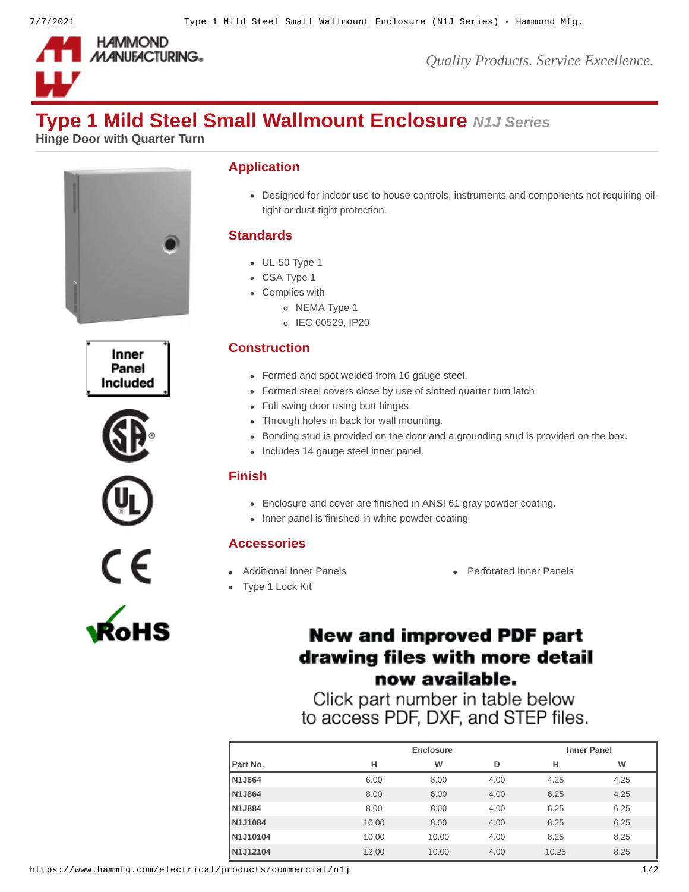# Type 1 Mild Steel Small Wallmount Enclosure *N1J Series*

**Hinge Door with Quarter Turn**

Inner Panel Included

## Application

- Designed for indoor use to house controls, instruments and components not requiring oil-tight or dust-tight protection.

## Standards

- UL-50 Type 1
- CSA Type 1
- Complies with
  - NEMA Type 1
  - IEC 60529, IP20

## Construction

- Formed and spot welded from 16 gauge steel.
- Formed steel covers close by use of slotted quarter turn latch.
- Full swing door using butt hinges.
- Through holes in back for wall mounting.
- Bonding stud is provided on the door and a grounding stud is provided on the box.
- Includes 14 gauge steel inner panel.

## Finish

- Enclosure and cover are finished in ANSI 61 gray powder coating.
- Inner panel is finished in white powder coating

## Accessories

- Additional Inner Panels
- Type 1 Lock Kit
- Perforated Inner Panels

**New and improved PDF part drawing files with more detail now available.**

Click part number in table below to access PDF, DXF, and STEP files.

| | Enclosure | | | Inner Panel | |
|---|---|---|---|---|---|
| Part No. | H | W | D | H | W |
| N1J664 | 6.00 | 6.00 | 4.00 | 4.25 | 4.25 |
| N1J864 | 8.00 | 6.00 | 4.00 | 6.25 | 4.25 |
| N1J884 | 8.00 | 8.00 | 4.00 | 6.25 | 6.25 |
| N1J1084 | 10.00 | 8.00 | 4.00 | 8.25 | 6.25 |
| N1J10104 | 10.00 | 10.00 | 4.00 | 8.25 | 8.25 |
| N1J12104 | 12.00 | 10.00 | 4.00 | 10.25 | 8.25 |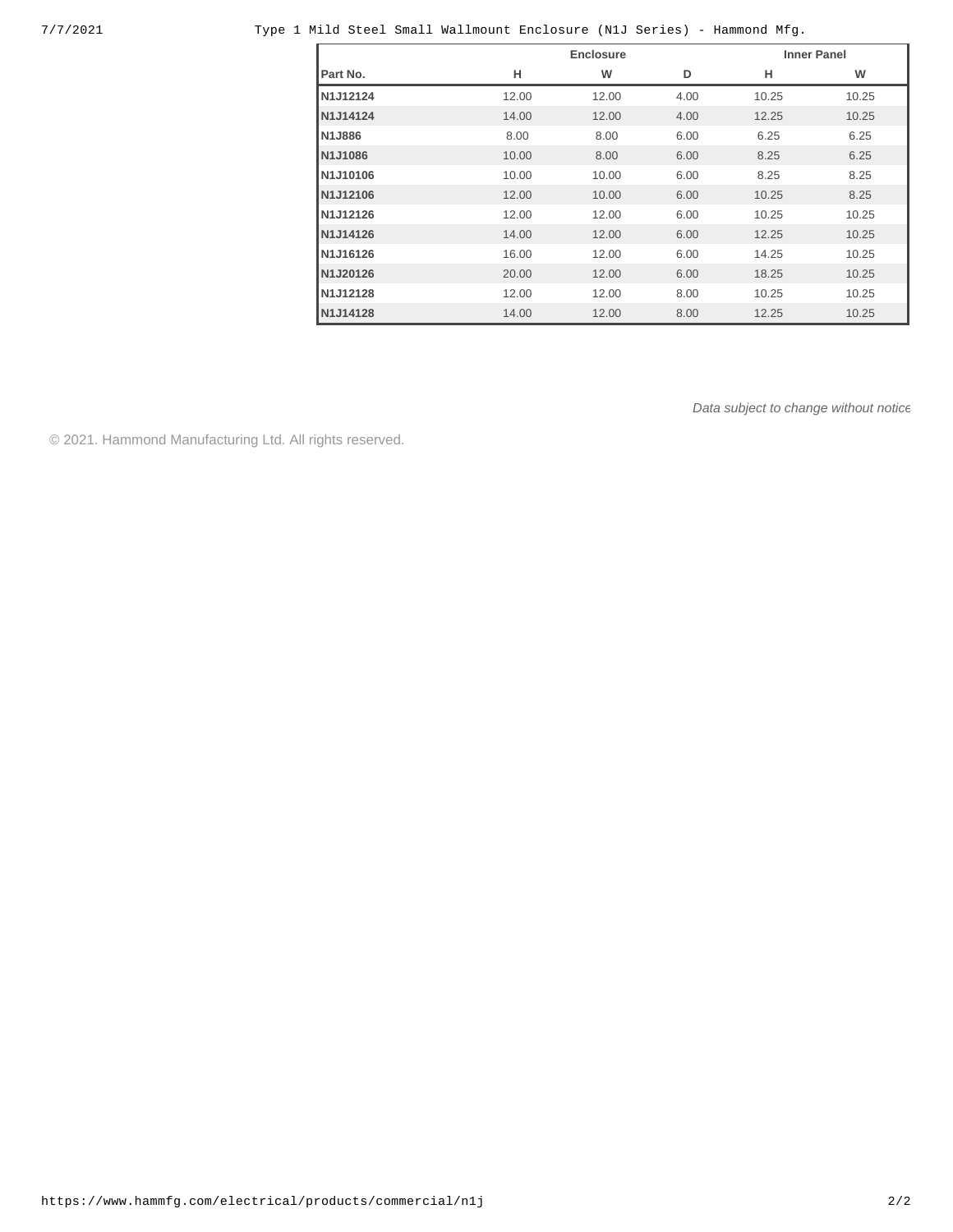| | Enclosure | | | Inner Panel | |
|---|---|---|---|---|---|
| Part No. | H | W | D | H | W |
| N1J12124 | 12.00 | 12.00 | 4.00 | 10.25 | 10.25 |
| N1J14124 | 14.00 | 12.00 | 4.00 | 12.25 | 10.25 |
| N1J886 | 8.00 | 8.00 | 6.00 | 6.25 | 6.25 |
| N1J1086 | 10.00 | 8.00 | 6.00 | 8.25 | 6.25 |
| N1J10106 | 10.00 | 10.00 | 6.00 | 8.25 | 8.25 |
| N1J12106 | 12.00 | 10.00 | 6.00 | 10.25 | 8.25 |
| N1J12126 | 12.00 | 12.00 | 6.00 | 10.25 | 10.25 |
| N1J14126 | 14.00 | 12.00 | 6.00 | 12.25 | 10.25 |
| N1J16126 | 16.00 | 12.00 | 6.00 | 14.25 | 10.25 |
| N1J20126 | 20.00 | 12.00 | 6.00 | 18.25 | 10.25 |
| N1J12128 | 12.00 | 12.00 | 8.00 | 10.25 | 10.25 |
| N1J14128 | 14.00 | 12.00 | 8.00 | 12.25 | 10.25 |

*Data subject to change without notice*

© 2021. Hammond Manufacturing Ltd. All rights reserved.